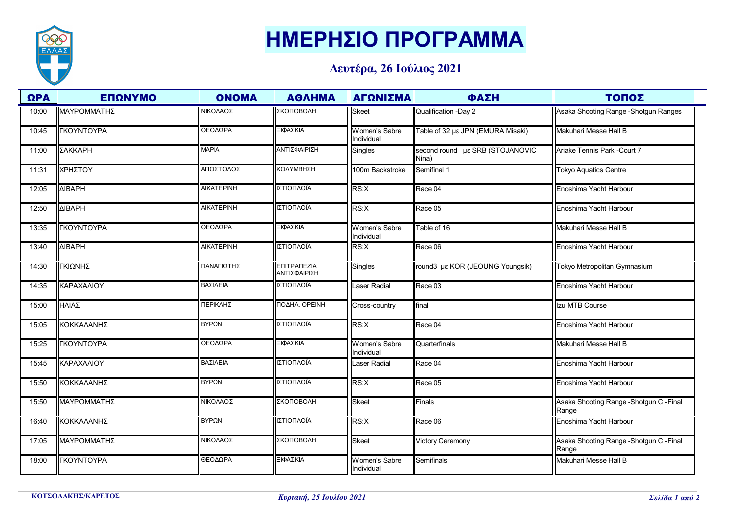# ΗΜΕΡΗΣΙΟ ΠΡΟΓΡΑΜΜΑ

**Δευτέρα, 26 Ιούλιος 2021**

| ΩΡΑ | ΕΠΩΝΥΜΟ | ΟΝΟΜΑ | ΑΘΛΗΜΑ | ΑΓΩΝΙΣΜΑ | ΦΑΣΗ | ΤΟΠΟΣ |
|---|---|---|---|---|---|---|
| 10:00 | ΜΑΥΡΟΜΜΑΤΗΣ | ΝΙΚΟΛΑΟΣ | ΣΚΟΠΟΒΟΛΗ | Skeet | Qualification -Day 2 | Asaka Shooting Range -Shotgun Ranges |
| 10:45 | ΓΚΟΥΝΤΟΥΡΑ | ΘΕΟΔΩΡΑ | ΞΙΦΑΣΚΙΑ | Women's Sabre Individual | Table of 32 με JPN (EMURA Misaki) | Makuhari Messe Hall B |
| 11:00 | ΣΑΚΚΑΡΗ | ΜΑΡΙΑ | ΑΝΤΙΣΦΑΙΡΙΣΗ | Singles | second round με SRB (STOJANOVIC Nina) | Ariake Tennis Park -Court 7 |
| 11:31 | ΧΡΗΣΤΟΥ | ΑΠΟΣΤΟΛΟΣ | ΚΟΛΥΜΒΗΣΗ | 100m Backstroke | Semifinal 1 | Tokyo Aquatics Centre |
| 12:05 | ΔΙΒΑΡΗ | ΑΙΚΑΤΕΡΙΝΗ | ΙΣΤΙΟΠΛΟΪΑ | RS:X | Race 04 | Enoshima Yacht Harbour |
| 12:50 | ΔΙΒΑΡΗ | ΑΙΚΑΤΕΡΙΝΗ | ΙΣΤΙΟΠΛΟΪΑ | RS:X | Race 05 | Enoshima Yacht Harbour |
| 13:35 | ΓΚΟΥΝΤΟΥΡΑ | ΘΕΟΔΩΡΑ | ΞΙΦΑΣΚΙΑ | Women's Sabre Individual | Table of 16 | Makuhari Messe Hall B |
| 13:40 | ΔΙΒΑΡΗ | ΑΙΚΑΤΕΡΙΝΗ | ΙΣΤΙΟΠΛΟΪΑ | RS:X | Race 06 | Enoshima Yacht Harbour |
| 14:30 | ΓΚΙΩΝΗΣ | ΠΑΝΑΓΙΩΤΗΣ | ΕΠΙΤΡΑΠΕΖΙΑ ΑΝΤΙΣΦΑΙΡΙΣΗ | Singles | round3 με KOR (JEOUNG Youngsik) | Tokyo Metropolitan Gymnasium |
| 14:35 | ΚΑΡΑΧΑΛΙΟΥ | ΒΑΣΙΛΕΙΑ | ΙΣΤΙΟΠΛΟΪΑ | Laser Radial | Race 03 | Enoshima Yacht Harbour |
| 15:00 | ΗΛΙΑΣ | ΠΕΡΙΚΛΗΣ | ΠΟΔΗΛ. ΟΡΕΙΝΗ | Cross-country | final | Izu MTB Course |
| 15:05 | ΚΟΚΚΑΛΑΝΗΣ | ΒΥΡΩΝ | ΙΣΤΙΟΠΛΟΪΑ | RS:X | Race 04 | Enoshima Yacht Harbour |
| 15:25 | ΓΚΟΥΝΤΟΥΡΑ | ΘΕΟΔΩΡΑ | ΞΙΦΑΣΚΙΑ | Women's Sabre Individual | Quarterfinals | Makuhari Messe Hall B |
| 15:45 | ΚΑΡΑΧΑΛΙΟΥ | ΒΑΣΙΛΕΙΑ | ΙΣΤΙΟΠΛΟΪΑ | Laser Radial | Race 04 | Enoshima Yacht Harbour |
| 15:50 | ΚΟΚΚΑΛΑΝΗΣ | ΒΥΡΩΝ | ΙΣΤΙΟΠΛΟΪΑ | RS:X | Race 05 | Enoshima Yacht Harbour |
| 15:50 | ΜΑΥΡΟΜΜΑΤΗΣ | ΝΙΚΟΛΑΟΣ | ΣΚΟΠΟΒΟΛΗ | Skeet | Finals | Asaka Shooting Range -Shotgun C -Final Range |
| 16:40 | ΚΟΚΚΑΛΑΝΗΣ | ΒΥΡΩΝ | ΙΣΤΙΟΠΛΟΪΑ | RS:X | Race 06 | Enoshima Yacht Harbour |
| 17:05 | ΜΑΥΡΟΜΜΑΤΗΣ | ΝΙΚΟΛΑΟΣ | ΣΚΟΠΟΒΟΛΗ | Skeet | Victory Ceremony | Asaka Shooting Range -Shotgun C -Final Range |
| 18:00 | ΓΚΟΥΝΤΟΥΡΑ | ΘΕΟΔΩΡΑ | ΞΙΦΑΣΚΙΑ | Women's Sabre Individual | Semifinals | Makuhari Messe Hall B |

**ΚΟΤΣΟΛΑΚΗΣ/ΚΑΡΕΤΟΣ** *Κυριακή, 25 Ιουλίου 2021*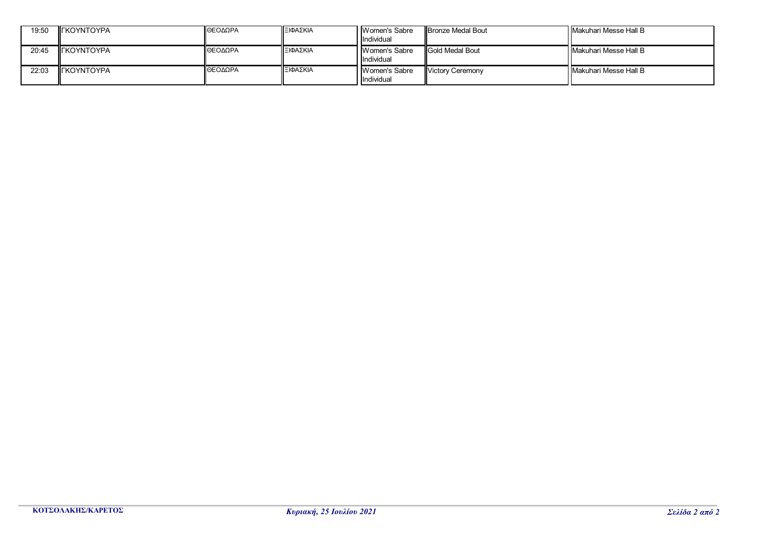| | | | | | | |
|---|---|---|---|---|---|---|
| 19:50 | ΓΚΟΥΝΤΟΥΡΑ | ΘΕΟΔΩΡΑ | ΞΙΦΑΣΚΙΑ | Women's Sabre Individual | Bronze Medal Bout | Makuhari Messe Hall B |
| 20:45 | ΓΚΟΥΝΤΟΥΡΑ | ΘΕΟΔΩΡΑ | ΞΙΦΑΣΚΙΑ | Women's Sabre Individual | Gold Medal Bout | Makuhari Messe Hall B |
| 22:03 | ΓΚΟΥΝΤΟΥΡΑ | ΘΕΟΔΩΡΑ | ΞΙΦΑΣΚΙΑ | Women's Sabre Individual | Victory Ceremony | Makuhari Messe Hall B |